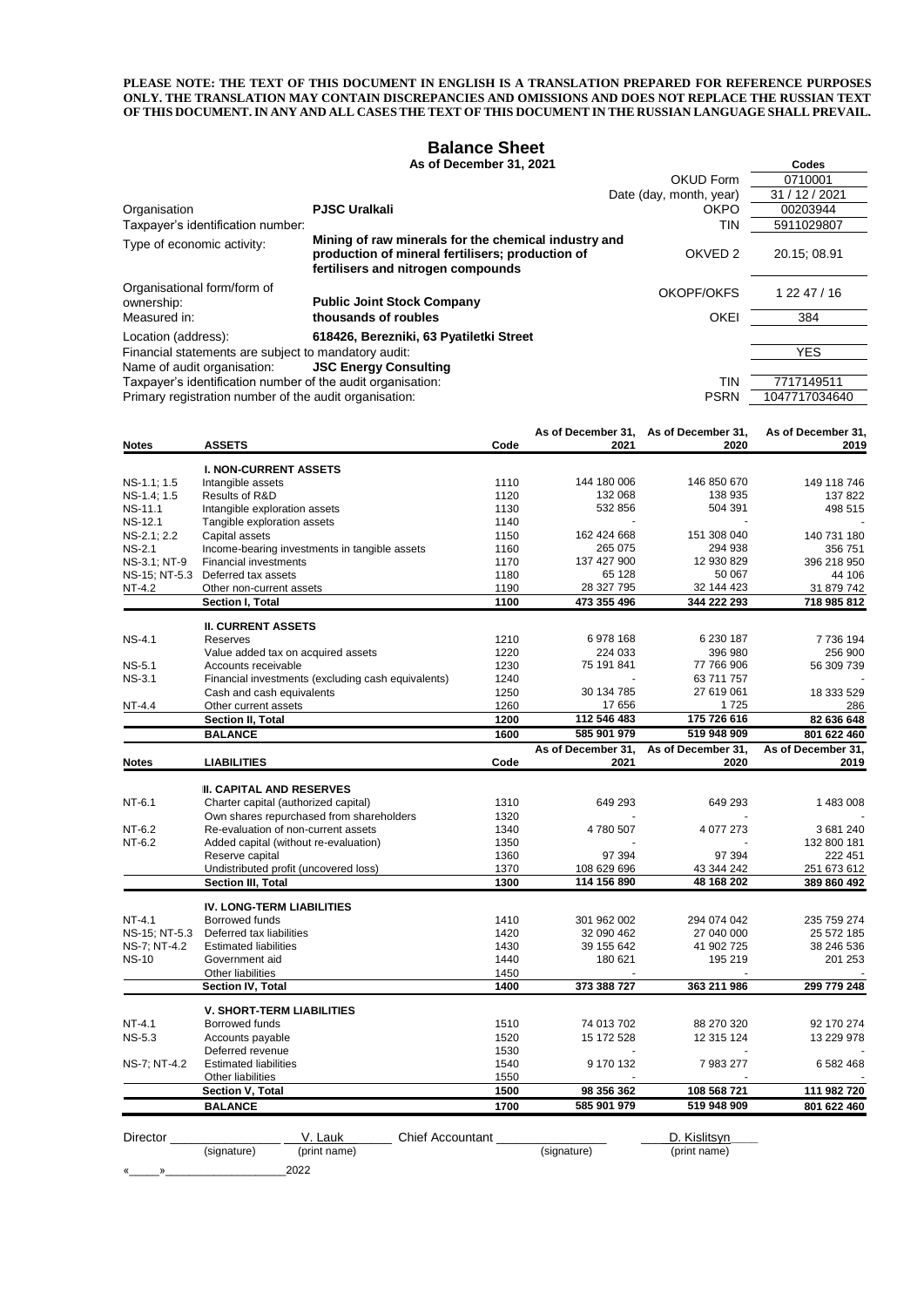**PLEASE NOTE: THE TEXT OF THIS DOCUMENT IN ENGLISH IS A TRANSLATION PREPARED FOR REFERENCE PURPOSES ONLY. THE TRANSLATION MAY CONTAIN DISCREPANCIES AND OMISSIONS AND DOES NOT REPLACE THE RUSSIAN TEXT OF THIS DOCUMENT. IN ANY AND ALL CASES THE TEXT OF THIS DOCUMENT IN THE RUSSIAN LANGUAGE SHALL PREVAIL.**

# Balance Sheet

**As of December 31, 2021**

| | | | Codes |
|---|---|---|---|
| | | OKUD Form | 0710001 |
| | | Date (day, month, year) | 31 / 12 / 2021 |
| Organisation | **PJSC Uralkali** | OKPO | 00203944 |
| Taxpayer's identification number: | | TIN | 5911029807 |
| Type of economic activity: | **Mining of raw minerals for the chemical industry and production of mineral fertilisers; production of fertilisers and nitrogen compounds** | OKVED 2 | 20.15; 08.91 |
| Organisational form/form of ownership: | **Public Joint Stock Company** | OKOPF/OKFS | 1 22 47 / 16 |
| Measured in: | **thousands of roubles** | OKEI | 384 |
| Location (address): | **618426, Berezniki, 63 Pyatiletki Street** | | |
| Financial statements are subject to mandatory audit: | | | YES |
| Name of audit organisation: | **JSC Energy Consulting** | | |
| Taxpayer's identification number of the audit organisation: | | TIN | 7717149511 |
| Primary registration number of the audit organisation: | | PSRN | 1047717034640 |

| Notes | ASSETS | Code | As of December 31, 2021 | As of December 31, 2020 | As of December 31, 2019 |
|---|---|---|---|---|---|
| | **I. NON-CURRENT ASSETS** | | | | |
| NS-1.1; 1.5 | Intangible assets | 1110 | 144 180 006 | 146 850 670 | 149 118 746 |
| NS-1.4; 1.5 | Results of R&D | 1120 | 132 068 | 138 935 | 137 822 |
| NS-11.1 | Intangible exploration assets | 1130 | 532 856 | 504 391 | 498 515 |
| NS-12.1 | Tangible exploration assets | 1140 | - | - | - |
| NS-2.1; 2.2 | Capital assets | 1150 | 162 424 668 | 151 308 040 | 140 731 180 |
| NS-2.1 | Income-bearing investments in tangible assets | 1160 | 265 075 | 294 938 | 356 751 |
| NS-3.1; NT-9 | Financial investments | 1170 | 137 427 900 | 12 930 829 | 396 218 950 |
| NS-15; NT-5.3 | Deferred tax assets | 1180 | 65 128 | 50 067 | 44 106 |
| NT-4.2 | Other non-current assets | 1190 | 28 327 795 | 32 144 423 | 31 879 742 |
| | **Section I, Total** | **1100** | **473 355 496** | **344 222 293** | **718 985 812** |
| | **II. CURRENT ASSETS** | | | | |
| NS-4.1 | Reserves | 1210 | 6 978 168 | 6 230 187 | 7 736 194 |
| | Value added tax on acquired assets | 1220 | 224 033 | 396 980 | 256 900 |
| NS-5.1 | Accounts receivable | 1230 | 75 191 841 | 77 766 906 | 56 309 739 |
| NS-3.1 | Financial investments (excluding cash equivalents) | 1240 | - | 63 711 757 | - |
| | Cash and cash equivalents | 1250 | 30 134 785 | 27 619 061 | 18 333 529 |
| NT-4.4 | Other current assets | 1260 | 17 656 | 1 725 | 286 |
| | **Section II, Total** | **1200** | **112 546 483** | **175 726 616** | **82 636 648** |
| | **BALANCE** | **1600** | **585 901 979** | **519 948 909** | **801 622 460** |

| Notes | LIABILITIES | Code | As of December 31, 2021 | As of December 31, 2020 | As of December 31, 2019 |
|---|---|---|---|---|---|
| | **III. CAPITAL AND RESERVES** | | | | |
| NT-6.1 | Charter capital (authorized capital) | 1310 | 649 293 | 649 293 | 1 483 008 |
| | Own shares repurchased from shareholders | 1320 | - | - | - |
| NT-6.2 | Re-evaluation of non-current assets | 1340 | 4 780 507 | 4 077 273 | 3 681 240 |
| NT-6.2 | Added capital (without re-evaluation) | 1350 | - | - | 132 800 181 |
| | Reserve capital | 1360 | 97 394 | 97 394 | 222 451 |
| | Undistributed profit (uncovered loss) | 1370 | 108 629 696 | 43 344 242 | 251 673 612 |
| | **Section III, Total** | **1300** | **114 156 890** | **48 168 202** | **389 860 492** |
| | **IV. LONG-TERM LIABILITIES** | | | | |
| NT-4.1 | Borrowed funds | 1410 | 301 962 002 | 294 074 042 | 235 759 274 |
| NS-15; NT-5.3 | Deferred tax liabilities | 1420 | 32 090 462 | 27 040 000 | 25 572 185 |
| NS-7; NT-4.2 | Estimated liabilities | 1430 | 39 155 642 | 41 902 725 | 38 246 536 |
| NS-10 | Government aid | 1440 | 180 621 | 195 219 | 201 253 |
| | Other liabilities | 1450 | - | - | - |
| | **Section IV, Total** | **1400** | **373 388 727** | **363 211 986** | **299 779 248** |
| | **V. SHORT-TERM LIABILITIES** | | | | |
| NT-4.1 | Borrowed funds | 1510 | 74 013 702 | 88 270 320 | 92 170 274 |
| NS-5.3 | Accounts payable | 1520 | 15 172 528 | 12 315 124 | 13 229 978 |
| | Deferred revenue | 1530 | - | - | - |
| NS-7; NT-4.2 | Estimated liabilities | 1540 | 9 170 132 | 7 983 277 | 6 582 468 |
| | Other liabilities | 1550 | - | - | - |
| | **Section V, Total** | **1500** | **98 356 362** | **108 568 721** | **111 982 720** |
| | **BALANCE** | **1700** | **585 901 979** | **519 948 909** | **801 622 460** |

Director ________________ V. Lauk　　Chief Accountant ________________ D. Kislitsyn
(signature)　(print name)　　(signature)　(print name)

«\_\_\_\_\_» \_\_\_\_\_\_\_\_\_\_\_\_\_\_\_\_\_\_\_ 2022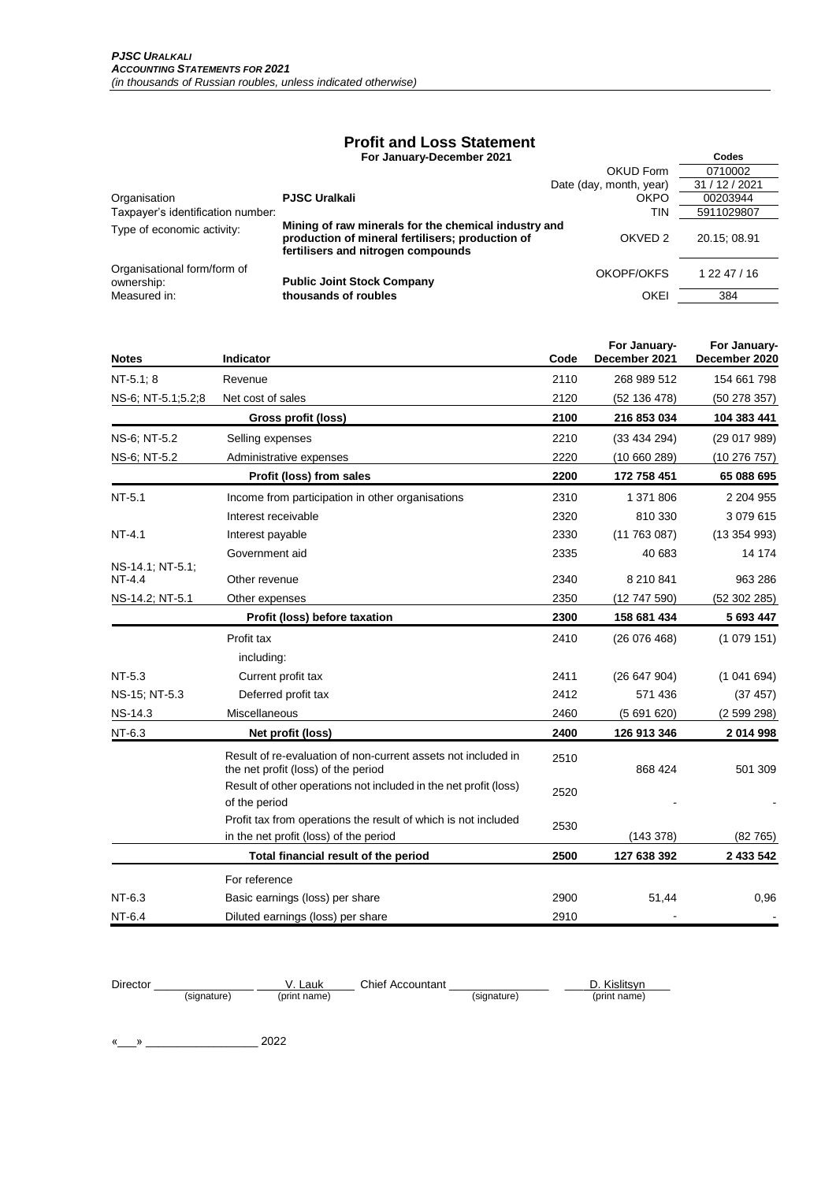# Profit and Loss Statement

**For January-December 2021**

| | | | Codes |
|---|---|---|---|
| | | OKUD Form | 0710002 |
| | | Date (day, month, year) | 31 / 12 / 2021 |
| Organisation | **PJSC Uralkali** | OKPO | 00203944 |
| Taxpayer's identification number: | | TIN | 5911029807 |
| Type of economic activity: | **Mining of raw minerals for the chemical industry and production of mineral fertilisers; production of fertilisers and nitrogen compounds** | OKVED 2 | 20.15; 08.91 |
| Organisational form/form of ownership: | **Public Joint Stock Company** | OKOPF/OKFS | 1 22 47 / 16 |
| Measured in: | **thousands of roubles** | OKEI | 384 |

| Notes | Indicator | Code | For January-December 2021 | For January-December 2020 |
|---|---|---|---|---|
| NT-5.1; 8 | Revenue | 2110 | 268 989 512 | 154 661 798 |
| NS-6; NT-5.1;5.2;8 | Net cost of sales | 2120 | (52 136 478) | (50 278 357) |
| | **Gross profit (loss)** | 2100 | **216 853 034** | **104 383 441** |
| NS-6; NT-5.2 | Selling expenses | 2210 | (33 434 294) | (29 017 989) |
| NS-6; NT-5.2 | Administrative expenses | 2220 | (10 660 289) | (10 276 757) |
| | **Profit (loss) from sales** | 2200 | **172 758 451** | **65 088 695** |
| NT-5.1 | Income from participation in other organisations | 2310 | 1 371 806 | 2 204 955 |
| | Interest receivable | 2320 | 810 330 | 3 079 615 |
| NT-4.1 | Interest payable | 2330 | (11 763 087) | (13 354 993) |
| | Government aid | 2335 | 40 683 | 14 174 |
| NS-14.1; NT-5.1; NT-4.4 | Other revenue | 2340 | 8 210 841 | 963 286 |
| NS-14.2; NT-5.1 | Other expenses | 2350 | (12 747 590) | (52 302 285) |
| | **Profit (loss) before taxation** | 2300 | **158 681 434** | **5 693 447** |
| | Profit tax | 2410 | (26 076 468) | (1 079 151) |
| | including: | | | |
| NT-5.3 | Current profit tax | 2411 | (26 647 904) | (1 041 694) |
| NS-15; NT-5.3 | Deferred profit tax | 2412 | 571 436 | (37 457) |
| NS-14.3 | Miscellaneous | 2460 | (5 691 620) | (2 599 298) |
| NT-6.3 | **Net profit (loss)** | 2400 | **126 913 346** | **2 014 998** |
| | Result of re-evaluation of non-current assets not included in the net profit (loss) of the period | 2510 | 868 424 | 501 309 |
| | Result of other operations not included in the net profit (loss) of the period | 2520 | - | - |
| | Profit tax from operations the result of which is not included in the net profit (loss) of the period | 2530 | (143 378) | (82 765) |
| | **Total financial result of the period** | 2500 | **127 638 392** | **2 433 542** |
| | For reference | | | |
| NT-6.3 | Basic earnings (loss) per share | 2900 | 51,44 | 0,96 |
| NT-6.4 | Diluted earnings (loss) per share | 2910 | - | - |

Director ____________ (signature) V. Lauk (print name) Chief Accountant ____________ (signature) D. Kislitsyn (print name)

«___» ______________ 2022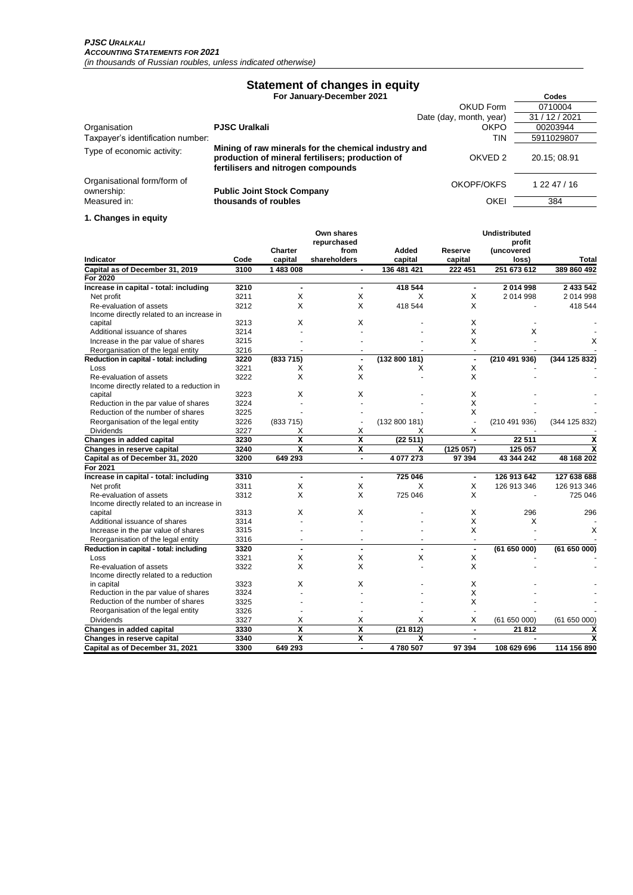***PJSC URALKALI***
***ACCOUNTING STATEMENTS FOR 2021***
*(in thousands of Russian roubles, unless indicated otherwise)*

# Statement of changes in equity

**For January-December 2021**

| | | | Codes |
|---|---|---|---|
| | | OKUD Form | 0710004 |
| | | Date (day, month, year) | 31 / 12 / 2021 |
| Organisation | **PJSC Uralkali** | OKPO | 00203944 |
| Taxpayer's identification number: | | TIN | 5911029807 |
| Type of economic activity: | **Mining of raw minerals for the chemical industry and production of mineral fertilisers; production of fertilisers and nitrogen compounds** | OKVED 2 | 20.15; 08.91 |
| Organisational form/form of ownership: | **Public Joint Stock Company** | OKOPF/OKFS | 1 22 47 / 16 |
| Measured in: | **thousands of roubles** | OKEI | 384 |

**1. Changes in equity**

| Indicator | Code | Charter capital | Own shares repurchased from shareholders | Added capital | Reserve capital | Undistributed profit (uncovered loss) | Total |
|---|---|---|---|---|---|---|---|
| **Capital as of December 31, 2019** | **3100** | **1 483 008** | **-** | **136 481 421** | **222 451** | **251 673 612** | **389 860 492** |
| **For 2020** | | | | | | | |
| **Increase in capital - total: including** | **3210** | **-** | **-** | **418 544** | **-** | **2 014 998** | **2 433 542** |
| Net profit | 3211 | X | X | X | X | 2 014 998 | 2 014 998 |
| Re-evaluation of assets | 3212 | X | X | 418 544 | X | - | 418 544 |
| Income directly related to an increase in capital | 3213 | X | X | - | X | - | - |
| Additional issuance of shares | 3214 | - | - | - | X | X | - |
| Increase in the par value of shares | 3215 | - | - | - | X | - | X |
| Reorganisation of the legal entity | 3216 | - | - | - | - | - | - |
| **Reduction in capital - total: including** | **3220** | **(833 715)** | **-** | **(132 800 181)** | **-** | **(210 491 936)** | **(344 125 832)** |
| Loss | 3221 | X | X | X | X | - | - |
| Re-evaluation of assets | 3222 | X | X | - | X | - | - |
| Income directly related to a reduction in capital | 3223 | X | X | - | X | - | - |
| Reduction in the par value of shares | 3224 | - | - | - | X | - | - |
| Reduction of the number of shares | 3225 | - | - | - | X | - | - |
| Reorganisation of the legal entity | 3226 | (833 715) | - | (132 800 181) | - | (210 491 936) | (344 125 832) |
| Dividends | 3227 | X | X | X | X | - | - |
| **Changes in added capital** | **3230** | **X** | **X** | **(22 511)** | **-** | **22 511** | **X** |
| **Changes in reserve capital** | **3240** | **X** | **X** | **X** | **(125 057)** | **125 057** | **X** |
| **Capital as of December 31, 2020** | **3200** | **649 293** | **-** | **4 077 273** | **97 394** | **43 344 242** | **48 168 202** |
| **For 2021** | | | | | | | |
| **Increase in capital - total: including** | **3310** | **-** | **-** | **725 046** | **-** | **126 913 642** | **127 638 688** |
| Net profit | 3311 | X | X | X | X | 126 913 346 | 126 913 346 |
| Re-evaluation of assets | 3312 | X | X | 725 046 | X | - | 725 046 |
| Income directly related to an increase in capital | 3313 | X | X | - | X | 296 | 296 |
| Additional issuance of shares | 3314 | - | - | - | X | X | - |
| Increase in the par value of shares | 3315 | - | - | - | X | - | X |
| Reorganisation of the legal entity | 3316 | - | - | - | - | - | - |
| **Reduction in capital - total: including** | **3320** | **-** | **-** | **-** | **-** | **(61 650 000)** | **(61 650 000)** |
| Loss | 3321 | X | X | X | X | - | - |
| Re-evaluation of assets | 3322 | X | X | - | X | - | - |
| Income directly related to a reduction in capital | 3323 | X | X | - | X | - | - |
| Reduction in the par value of shares | 3324 | - | - | - | X | - | - |
| Reduction of the number of shares | 3325 | - | - | - | X | - | - |
| Reorganisation of the legal entity | 3326 | - | - | - | - | - | - |
| Dividends | 3327 | X | X | X | X | (61 650 000) | (61 650 000) |
| **Changes in added capital** | **3330** | **X** | **X** | **(21 812)** | **-** | **21 812** | **X** |
| **Changes in reserve capital** | **3340** | **X** | **X** | **X** | **-** | **-** | **X** |
| **Capital as of December 31, 2021** | **3300** | **649 293** | **-** | **4 780 507** | **97 394** | **108 629 696** | **114 156 890** |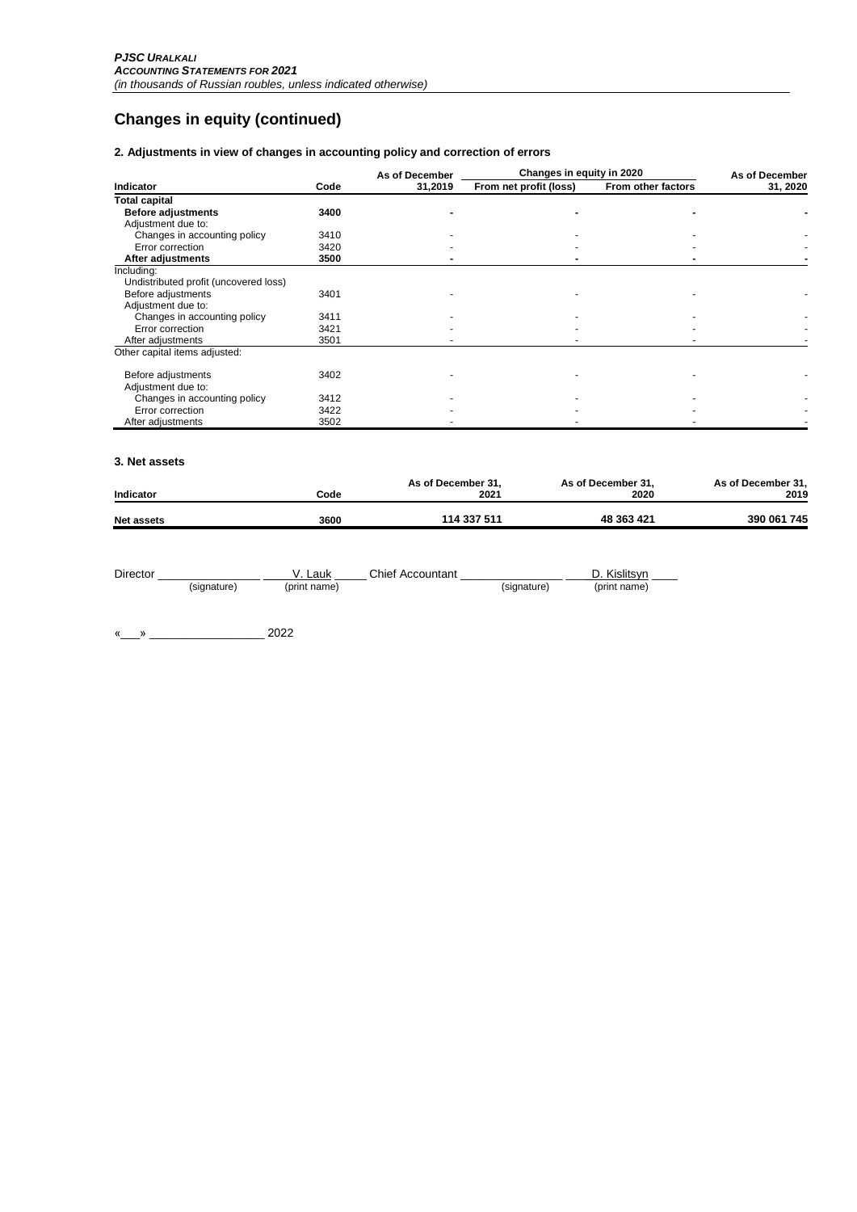*PJSC URALKALI*
***ACCOUNTING STATEMENTS FOR 2021***
*(in thousands of Russian roubles, unless indicated otherwise)*

# Changes in equity (continued)

### 2. Adjustments in view of changes in accounting policy and correction of errors

| Indicator | Code | As of December 31,2019 | Changes in equity in 2020 | | As of December 31, 2020 |
|---|---|---|---|---|---|
| | | | From net profit (loss) | From other factors | |
| **Total capital** | | | | | |
| **Before adjustments** | **3400** | **-** | **-** | **-** | **-** |
| Adjustment due to: | | | | | |
| Changes in accounting policy | 3410 | - | - | - | - |
| Error correction | 3420 | - | - | - | - |
| **After adjustments** | **3500** | **-** | **-** | **-** | **-** |
| Including: | | | | | |
| Undistributed profit (uncovered loss) | | | | | |
| Before adjustments | 3401 | - | - | - | - |
| Adjustment due to: | | | | | |
| Changes in accounting policy | 3411 | - | - | - | - |
| Error correction | 3421 | - | - | - | - |
| After adjustments | 3501 | - | - | - | - |
| Other capital items adjusted: | | | | | |
| Before adjustments | 3402 | - | - | - | - |
| Adjustment due to: | | | | | |
| Changes in accounting policy | 3412 | - | - | - | - |
| Error correction | 3422 | - | - | - | - |
| After adjustments | 3502 | - | - | - | - |

### 3. Net assets

| Indicator | Code | As of December 31, 2021 | As of December 31, 2020 | As of December 31, 2019 |
|---|---|---|---|---|
| **Net assets** | **3600** | **114 337 511** | **48 363 421** | **390 061 745** |

Director _______________ V. Lauk Chief Accountant _______________ D. Kislitsyn
(signature) (print name) (signature) (print name)

«___» _________________ 2022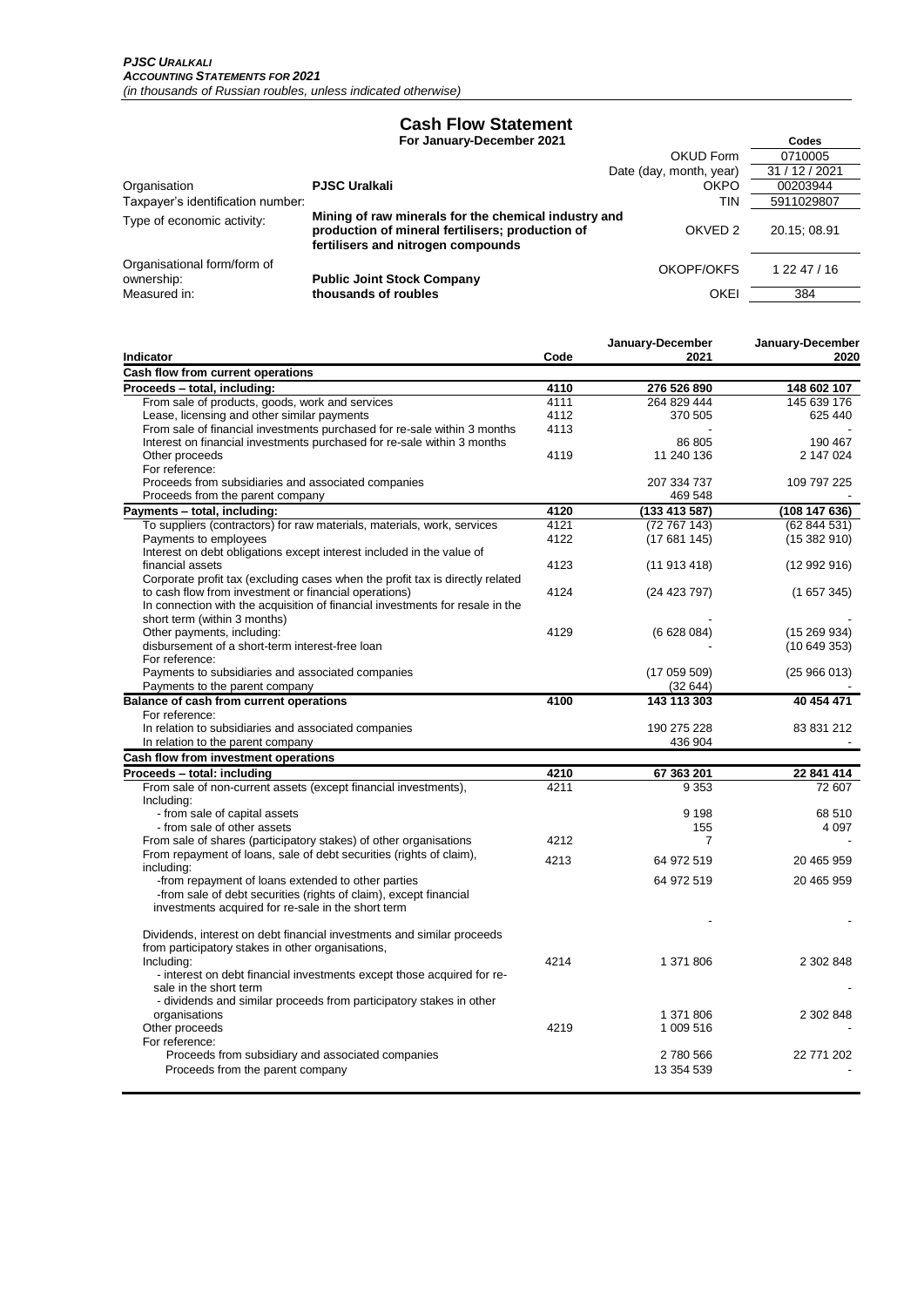***PJSC URALKALI***
***ACCOUNTING STATEMENTS FOR 2021***
*(in thousands of Russian roubles, unless indicated otherwise)*

# Cash Flow Statement

**For January-December 2021**

| | | | Codes |
|---|---|---|---|
| | | OKUD Form | 0710005 |
| | | Date (day, month, year) | 31 / 12 / 2021 |
| Organisation | **PJSC Uralkali** | OKPO | 00203944 |
| Taxpayer's identification number: | | TIN | 5911029807 |
| Type of economic activity: | **Mining of raw minerals for the chemical industry and production of mineral fertilisers; production of fertilisers and nitrogen compounds** | OKVED 2 | 20.15; 08.91 |
| Organisational form/form of ownership: | **Public Joint Stock Company** | OKOPF/OKFS | 1 22 47 / 16 |
| Measured in: | **thousands of roubles** | OKEI | 384 |

| Indicator | Code | January-December 2021 | January-December 2020 |
|---|---|---|---|
| **Cash flow from current operations** | | | |
| **Proceeds – total, including:** | **4110** | **276 526 890** | **148 602 107** |
| From sale of products, goods, work and services | 4111 | 264 829 444 | 145 639 176 |
| Lease, licensing and other similar payments | 4112 | 370 505 | 625 440 |
| From sale of financial investments purchased for re-sale within 3 months | 4113 | - | - |
| Interest on financial investments purchased for re-sale within 3 months | | 86 805 | 190 467 |
| Other proceeds | 4119 | 11 240 136 | 2 147 024 |
| For reference: | | | |
| Proceeds from subsidiaries and associated companies | | 207 334 737 | 109 797 225 |
| Proceeds from the parent company | | 469 548 | - |
| **Payments – total, including:** | **4120** | **(133 413 587)** | **(108 147 636)** |
| To suppliers (contractors) for raw materials, materials, work, services | 4121 | (72 767 143) | (62 844 531) |
| Payments to employees | 4122 | (17 681 145) | (15 382 910) |
| Interest on debt obligations except interest included in the value of financial assets | 4123 | (11 913 418) | (12 992 916) |
| Corporate profit tax (excluding cases when the profit tax is directly related to cash flow from investment or financial operations) | 4124 | (24 423 797) | (1 657 345) |
| In connection with the acquisition of financial investments for resale in the short term (within 3 months) | | - | - |
| Other payments, including: | 4129 | (6 628 084) | (15 269 934) |
| disbursement of a short-term interest-free loan | | - | (10 649 353) |
| For reference: | | | |
| Payments to subsidiaries and associated companies | | (17 059 509) | (25 966 013) |
| Payments to the parent company | | (32 644) | - |
| **Balance of cash from current operations** | **4100** | **143 113 303** | **40 454 471** |
| For reference: | | | |
| In relation to subsidiaries and associated companies | | 190 275 228 | 83 831 212 |
| In relation to the parent company | | 436 904 | - |
| **Cash flow from investment operations** | | | |
| **Proceeds – total: including** | **4210** | **67 363 201** | **22 841 414** |
| From sale of non-current assets (except financial investments), Including: | 4211 | 9 353 | 72 607 |
| - from sale of capital assets | | 9 198 | 68 510 |
| - from sale of other assets | | 155 | 4 097 |
| From sale of shares (participatory stakes) of other organisations | 4212 | 7 | - |
| From repayment of loans, sale of debt securities (rights of claim), including: | 4213 | 64 972 519 | 20 465 959 |
| -from repayment of loans extended to other parties | | 64 972 519 | 20 465 959 |
| -from sale of debt securities (rights of claim), except financial investments acquired for re-sale in the short term | | - | - |
| Dividends, interest on debt financial investments and similar proceeds from participatory stakes in other organisations, Including: | 4214 | 1 371 806 | 2 302 848 |
| - interest on debt financial investments except those acquired for re-sale in the short term | | | - |
| - dividends and similar proceeds from participatory stakes in other organisations | | 1 371 806 | 2 302 848 |
| Other proceeds | 4219 | 1 009 516 | - |
| For reference: | | | |
| Proceeds from subsidiary and associated companies | | 2 780 566 | 22 771 202 |
| Proceeds from the parent company | | 13 354 539 | - |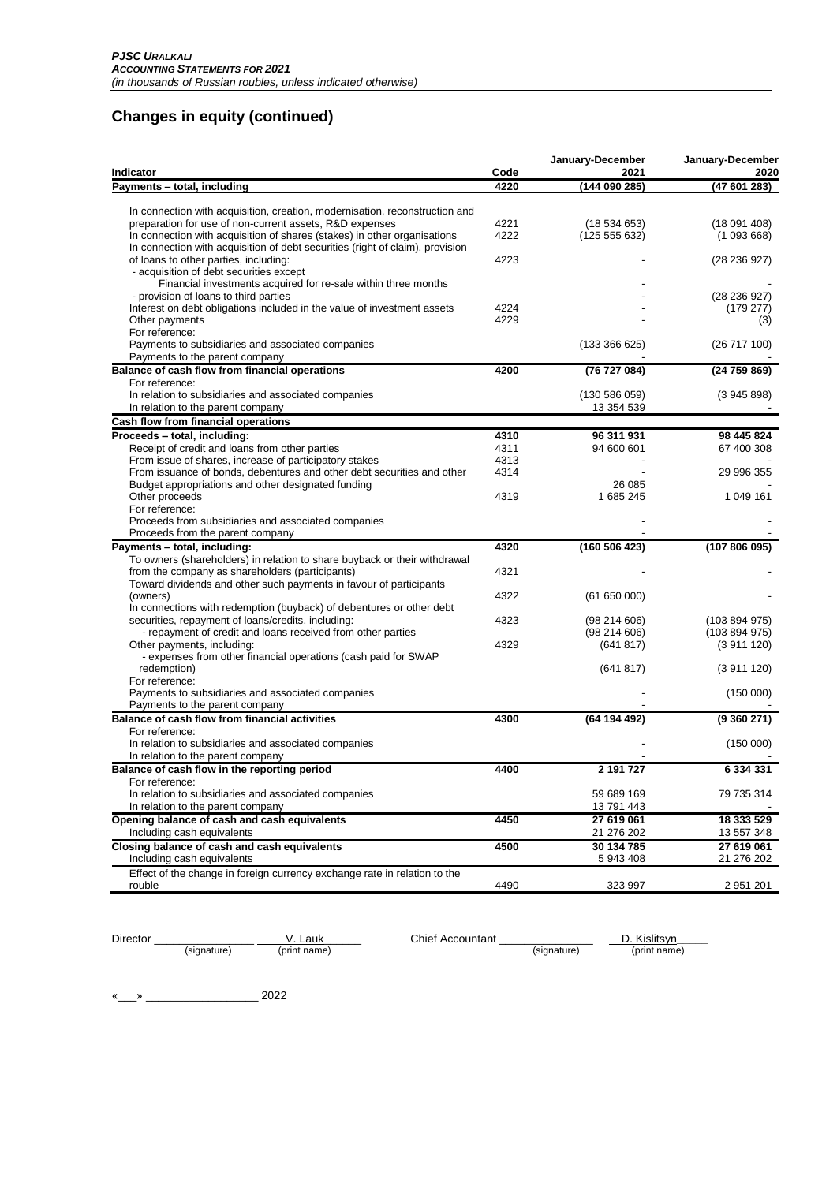## Changes in equity (continued)

| Indicator | Code | January-December 2021 | January-December 2020 |
|---|---|---|---|
| **Payments – total, including** | **4220** | **(144 090 285)** | **(47 601 283)** |
| In connection with acquisition, creation, modernisation, reconstruction and preparation for use of non-current assets, R&D expenses | 4221 | (18 534 653) | (18 091 408) |
| In connection with acquisition of shares (stakes) in other organisations | 4222 | (125 555 632) | (1 093 668) |
| In connection with acquisition of debt securities (right of claim), provision of loans to other parties, including: | 4223 | - | (28 236 927) |
| - acquisition of debt securities except Financial investments acquired for re-sale within three months | | - | - |
| - provision of loans to third parties | | - | (28 236 927) |
| Interest on debt obligations included in the value of investment assets | 4224 | - | (179 277) |
| Other payments | 4229 | - | (3) |
| For reference: | | | |
| Payments to subsidiaries and associated companies | | (133 366 625) | (26 717 100) |
| Payments to the parent company | | - | - |
| **Balance of cash flow from financial operations** | **4200** | **(76 727 084)** | **(24 759 869)** |
| For reference: | | | |
| In relation to subsidiaries and associated companies | | (130 586 059) | (3 945 898) |
| In relation to the parent company | | 13 354 539 | - |
| **Cash flow from financial operations** | | | |
| **Proceeds – total, including:** | **4310** | **96 311 931** | **98 445 824** |
| Receipt of credit and loans from other parties | 4311 | 94 600 601 | 67 400 308 |
| From issue of shares, increase of participatory stakes | 4313 | - | - |
| From issuance of bonds, debentures and other debt securities and other | 4314 | - | 29 996 355 |
| Budget appropriations and other designated funding | | 26 085 | - |
| Other proceeds | 4319 | 1 685 245 | 1 049 161 |
| For reference: | | | |
| Proceeds from subsidiaries and associated companies | | - | - |
| Proceeds from the parent company | | - | - |
| **Payments – total, including:** | **4320** | **(160 506 423)** | **(107 806 095)** |
| To owners (shareholders) in relation to share buyback or their withdrawal from the company as shareholders (participants) | 4321 | - | - |
| Toward dividends and other such payments in favour of participants (owners) | 4322 | (61 650 000) | - |
| In connections with redemption (buyback) of debentures or other debt securities, repayment of loans/credits, including: | 4323 | (98 214 606) | (103 894 975) |
| - repayment of credit and loans received from other parties | | (98 214 606) | (103 894 975) |
| Other payments, including: | 4329 | (641 817) | (3 911 120) |
| - expenses from other financial operations (cash paid for SWAP redemption) | | (641 817) | (3 911 120) |
| For reference: | | | |
| Payments to subsidiaries and associated companies | | - | (150 000) |
| Payments to the parent company | | - | - |
| **Balance of cash flow from financial activities** | **4300** | **(64 194 492)** | **(9 360 271)** |
| For reference: | | | |
| In relation to subsidiaries and associated companies | | - | (150 000) |
| In relation to the parent company | | - | - |
| **Balance of cash flow in the reporting period** | **4400** | **2 191 727** | **6 334 331** |
| For reference: | | | |
| In relation to subsidiaries and associated companies | | 59 689 169 | 79 735 314 |
| In relation to the parent company | | 13 791 443 | - |
| **Opening balance of cash and cash equivalents** | **4450** | **27 619 061** | **18 333 529** |
| Including cash equivalents | | 21 276 202 | 13 557 348 |
| **Closing balance of cash and cash equivalents** | **4500** | **30 134 785** | **27 619 061** |
| Including cash equivalents | | 5 943 408 | 21 276 202 |
| Effect of the change in foreign currency exchange rate in relation to the rouble | 4490 | 323 997 | 2 951 201 |

Director ______________ V. Lauk
(signature) (print name)

Chief Accountant ______________ D. Kislitsyn
(signature) (print name)

«___» ________________ 2022